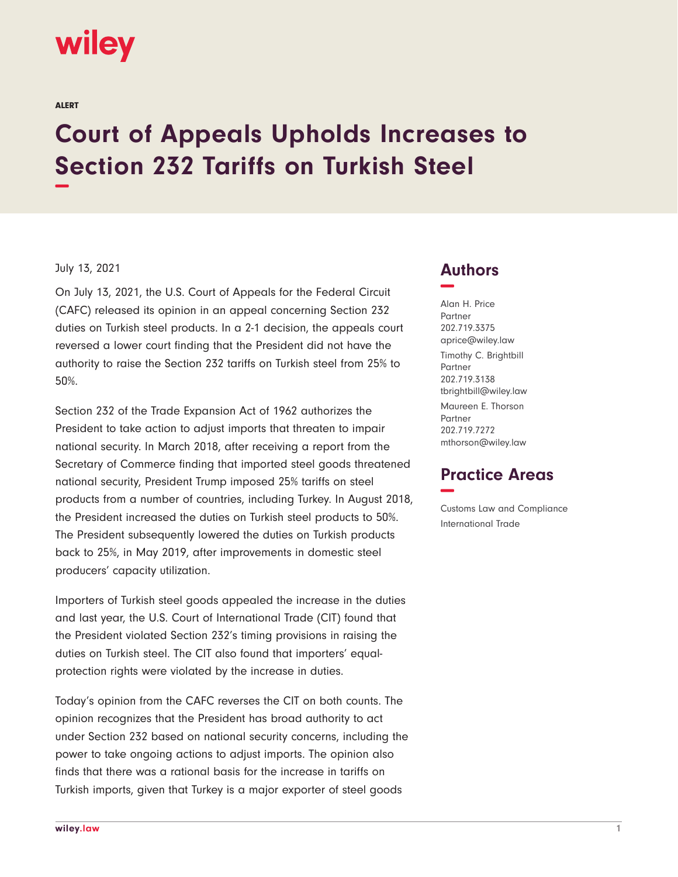wiley

ALERT

# Court of Appeals Upholds Increases to Section 232 Tariffs on Turkish Steel

July 13, 2021

On July 13, 2021, the U.S. Court of Appeals for the Federal Circuit (CAFC) released its opinion in an appeal concerning Section 232 duties on Turkish steel products. In a 2-1 decision, the appeals court reversed a lower court finding that the President did not have the authority to raise the Section 232 tariffs on Turkish steel from 25% to 50%.

Section 232 of the Trade Expansion Act of 1962 authorizes the President to take action to adjust imports that threaten to impair national security. In March 2018, after receiving a report from the Secretary of Commerce finding that imported steel goods threatened national security, President Trump imposed 25% tariffs on steel products from a number of countries, including Turkey. In August 2018, the President increased the duties on Turkish steel products to 50%. The President subsequently lowered the duties on Turkish products back to 25%, in May 2019, after improvements in domestic steel producers' capacity utilization.

Importers of Turkish steel goods appealed the increase in the duties and last year, the U.S. Court of International Trade (CIT) found that the President violated Section 232's timing provisions in raising the duties on Turkish steel. The CIT also found that importers' equal-protection rights were violated by the increase in duties.

Today's opinion from the CAFC reverses the CIT on both counts. The opinion recognizes that the President has broad authority to act under Section 232 based on national security concerns, including the power to take ongoing actions to adjust imports. The opinion also finds that there was a rational basis for the increase in tariffs on Turkish imports, given that Turkey is a major exporter of steel goods

## Authors

Alan H. Price
Partner
202.719.3375
aprice@wiley.law

Timothy C. Brightbill
Partner
202.719.3138
tbrightbill@wiley.law

Maureen E. Thorson
Partner
202.719.7272
mthorson@wiley.law

## Practice Areas

Customs Law and Compliance
International Trade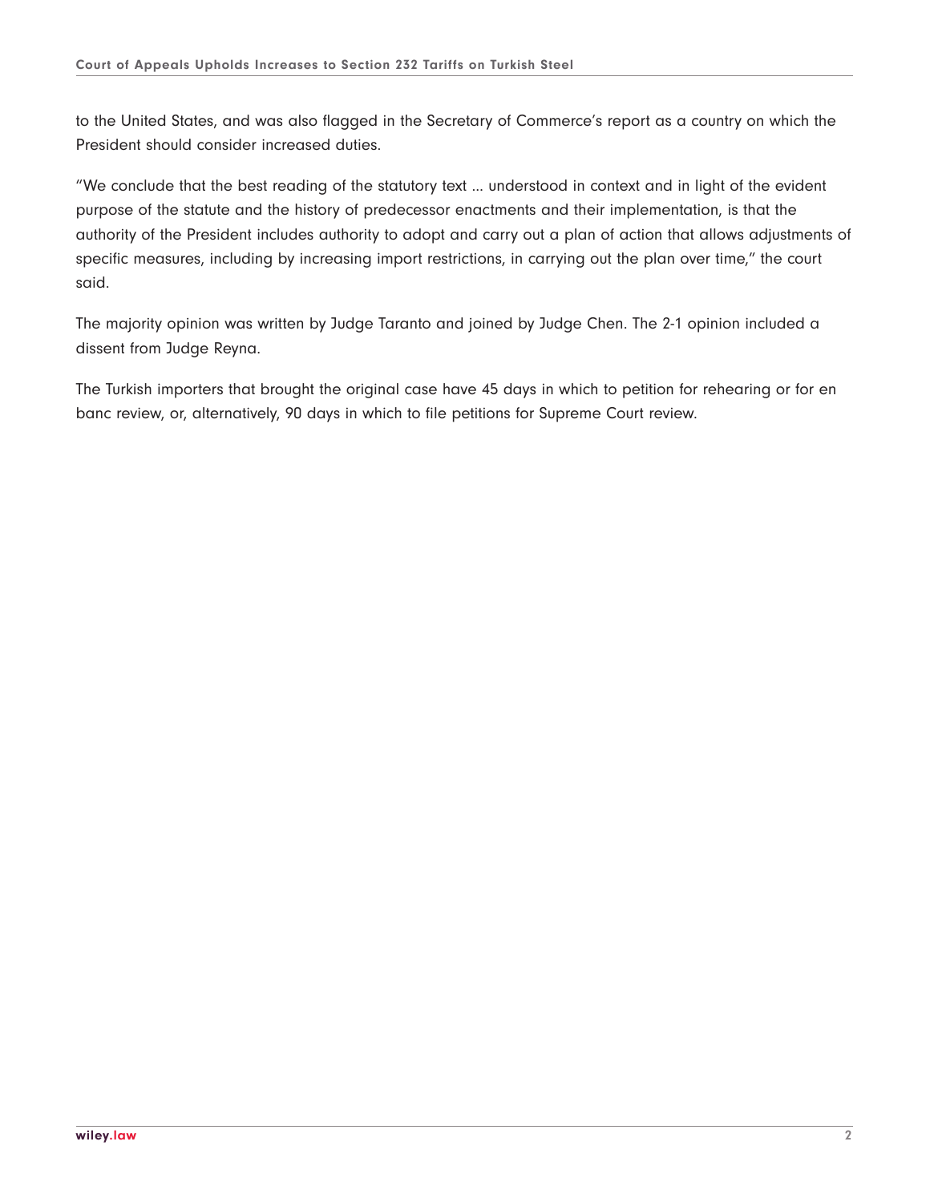to the United States, and was also flagged in the Secretary of Commerce's report as a country on which the President should consider increased duties.

"We conclude that the best reading of the statutory text ... understood in context and in light of the evident purpose of the statute and the history of predecessor enactments and their implementation, is that the authority of the President includes authority to adopt and carry out a plan of action that allows adjustments of specific measures, including by increasing import restrictions, in carrying out the plan over time," the court said.

The majority opinion was written by Judge Taranto and joined by Judge Chen. The 2-1 opinion included a dissent from Judge Reyna.

The Turkish importers that brought the original case have 45 days in which to petition for rehearing or for en banc review, or, alternatively, 90 days in which to file petitions for Supreme Court review.